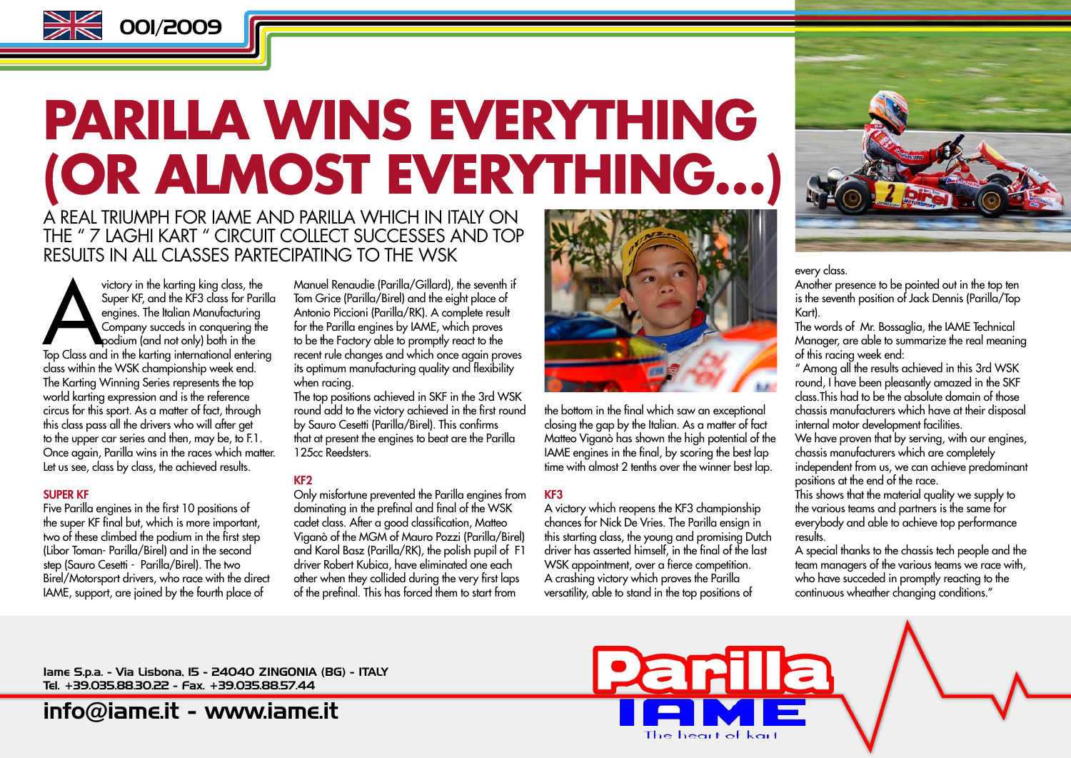# PARILLA WINS EVERYTHING (OR ALMOST EVERYTHING...)

## A REAL TRIUMPH FOR IAME AND PARILLA WHICH IN ITALY ON THE " 7 LAGHI KART " CIRCUIT COLLECT SUCCESSES AND TOP RESULTS IN ALL CLASSES PARTECIPATING TO THE WSK

A victory in the karting king class, the Super KF, and the KF3 class for Parilla engines. The Italian Manufacturing Company succeds in conquering the podium (and not only) both in the Top Class and in the karting international entering class within the WSK championship week end.

The Karting Winning Series represents the top world karting expression and is the reference circus for this sport. As a matter of fact, through this class pass all the drivers who will after get to the upper car series and then, may be, to F.1.

Once again, Parilla wins in the races which matter. Let us see, class by class, the achieved results.

### SUPER KF

Five Parilla engines in the first 10 positions of the super KF final but, which is more important, two of these climbed the podium in the first step (Libor Toman- Parilla/Birel) and in the second step (Sauro Cesetti - Parilla/Birel). The two Birel/Motorsport drivers, who race with the direct IAME, support, are joined by the fourth place of Manuel Renaudie (Parilla/Gillard), the seventh if Tom Grice (Parilla/Birel) and the eight place of Antonio Piccioni (Parilla/RK). A complete result for the Parilla engines by IAME, which proves to be the Factory able to promptly react to the recent rule changes and which once again proves its optimum manufacturing quality and flexibility when racing.

The top positions achieved in SKF in the 3rd WSK round add to the victory achieved in the first round by Sauro Cesetti (Parilla/Birel). This confirms that at present the engines to beat are the Parilla 125cc Reedsters.

### KF2

Only misfortune prevented the Parilla engines from dominating in the prefinal and final of the WSK cadet class. After a good classification, Matteo Viganò of the MGM of Mauro Pozzi (Parilla/Birel) and Karol Basz (Parilla/RK), the polish pupil of F1 driver Robert Kubica, have eliminated one each other when they collided during the very first laps of the prefinal. This has forced them to start from the bottom in the final which saw an exceptional closing the gap by the Italian. As a matter of fact Matteo Viganò has shown the high potential of the IAME engines in the final, by scoring the best lap time with almost 2 tenths over the winner best lap.

### KF3

A victory which reopens the KF3 championship chances for Nick De Vries. The Parilla ensign in this starting class, the young and promising Dutch driver has asserted himself, in the final of the last WSK appointment, over a fierce competition.

A crashing victory which proves the Parilla versatility, able to stand in the top positions of every class.

Another presence to be pointed out in the top ten is the seventh position of Jack Dennis (Parilla/Top Kart).

The words of Mr. Bossaglia, the IAME Technical Manager, are able to summarize the real meaning of this racing week end:

" Among all the results achieved in this 3rd WSK round, I have been pleasantly amazed in the SKF class.This had to be the absolute domain of those chassis manufacturers which have at their disposal internal motor development facilities.

We have proven that by serving, with our engines, chassis manufacturers which are completely independent from us, we can achieve predominant positions at the end of the race.

This shows that the material quality we supply to the various teams and partners is the same for everybody and able to achieve top performance results.

A special thanks to the chassis tech people and the team managers of the various teams we race with, who have succeded in promptly reacting to the continuous wheather changing conditions."

Iame S.p.a. - Via Lisbona, 15 - 24040 ZINGONIA (BG) - ITALY
Tel. +39.035.88.30.22 - Fax. +39.035.88.57.44

info@iame.it - www.iame.it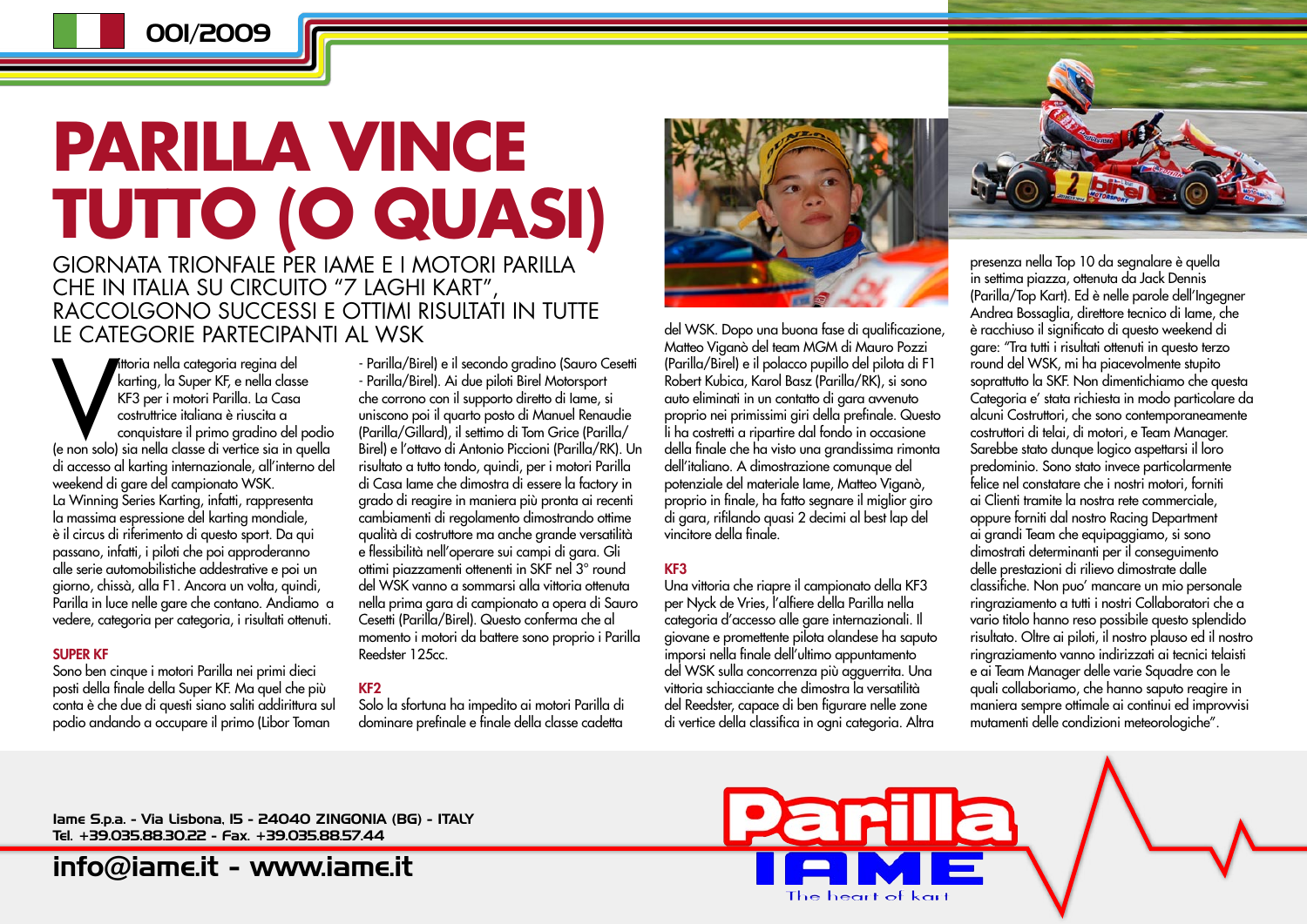# PARILLA VINCE TUTTO (O QUASI)

## GIORNATA TRIONFALE PER IAME E I MOTORI PARILLA CHE IN ITALIA SU CIRCUITO "7 LAGHI KART", RACCOLGONO SUCCESSI E OTTIMI RISULTATI IN TUTTE LE CATEGORIE PARTECIPANTI AL WSK

Vittoria nella categoria regina del karting, la Super KF, e nella classe KF3 per i motori Parilla. La Casa costruttrice italiana è riuscita a conquistare il primo gradino del podio (e non solo) sia nella classe di vertice sia in quella di accesso al karting internazionale, all'interno del weekend di gare del campionato WSK.
La Winning Series Karting, infatti, rappresenta la massima espressione del karting mondiale, è il circus di riferimento di questo sport. Da qui passano, infatti, i piloti che poi approderanno alle serie automobilistiche addestrative e poi un giorno, chissà, alla F1. Ancora un volta, quindi, Parilla in luce nelle gare che contano. Andiamo a vedere, categoria per categoria, i risultati ottenuti.

### SUPER KF

Sono ben cinque i motori Parilla nei primi dieci posti della finale della Super KF. Ma quel che più conta è che due di questi siano saliti addirittura sul podio andando a occupare il primo (Libor Toman - Parilla/Birel) e il secondo gradino (Sauro Cesetti - Parilla/Birel). Ai due piloti Birel Motorsport che corrono con il supporto diretto di Iame, si uniscono poi il quarto posto di Manuel Renaudie (Parilla/Gillard), il settimo di Tom Grice (Parilla/Birel) e l'ottavo di Antonio Piccioni (Parilla/RK). Un risultato a tutto tondo, quindi, per i motori Parilla di Casa Iame che dimostra di essere la factory in grado di reagire in maniera più pronta ai recenti cambiamenti di regolamento dimostrando ottime qualità di costruttore ma anche grande versatilità e flessibilità nell'operare sui campi di gara. Gli ottimi piazzamenti ottenenti in SKF nel 3° round del WSK vanno a sommarsi alla vittoria ottenuta nella prima gara di campionato a opera di Sauro Cesetti (Parilla/Birel). Questo conferma che al momento i motori da battere sono proprio i Parilla Reedster 125cc.

### KF2

Solo la sfortuna ha impedito ai motori Parilla di dominare prefinale e finale della classe cadetta del WSK. Dopo una buona fase di qualificazione, Matteo Viganò del team MGM di Mauro Pozzi (Parilla/Birel) e il polacco pupillo del pilota di F1 Robert Kubica, Karol Basz (Parilla/RK), si sono auto eliminati in un contatto di gara avvenuto proprio nei primissimi giri della prefinale. Questo li ha costretti a ripartire dal fondo in occasione della finale che ha visto una grandissima rimonta dell'italiano. A dimostrazione comunque del potenziale del materiale Iame, Matteo Viganò, proprio in finale, ha fatto segnare il miglior giro di gara, rifilando quasi 2 decimi al best lap del vincitore della finale.

### KF3

Una vittoria che riapre il campionato della KF3 per Nyck de Vries, l'alfiere della Parilla nella categoria d'accesso alle gare internazionali. Il giovane e promettente pilota olandese ha saputo imporsi nella finale dell'ultimo appuntamento del WSK sulla concorrenza più agguerrita. Una vittoria schiacciante che dimostra la versatilità del Reedster, capace di ben figurare nelle zone di vertice della classifica in ogni categoria. Altra presenza nella Top 10 da segnalare è quella in settima piazza, ottenuta da Jack Dennis (Parilla/Top Kart). Ed è nelle parole dell'Ingegner Andrea Bossaglia, direttore tecnico di Iame, che è racchiuso il significato di questo weekend di gare: "Tra tutti i risultati ottenuti in questo terzo round del WSK, mi ha piacevolmente stupito soprattutto la SKF. Non dimentichiamo che questa Categoria e' stata richiesta in modo particolare da alcuni Costruttori, che sono contemporaneamente costruttori di telai, di motori, e Team Manager. Sarebbe stato dunque logico aspettarsi il loro predominio. Sono stato invece particolarmente felice nel constatare che i nostri motori, forniti ai Clienti tramite la nostra rete commerciale, oppure forniti dal nostro Racing Department ai grandi Team che equipaggiamo, si sono dimostrati determinanti per il conseguimento delle prestazioni di rilievo dimostrate dalle classifiche. Non puo' mancare un mio personale ringraziamento a tutti i nostri Collaboratori che a vario titolo hanno reso possibile questo splendido risultato. Oltre ai piloti, il nostro plauso ed il nostro ringraziamento vanno indirizzati ai tecnici telaisti e ai Team Manager delle varie Squadre con le quali collaboriamo, che hanno saputo reagire in maniera sempre ottimale ai continui ed improvvisi mutamenti delle condizioni meteorologiche".

Iame S.p.a. - Via Lisbona, 15 - 24040 ZINGONIA (BG) - ITALY
Tel. +39.035.88.30.22 - Fax. +39.035.88.57.44

info@iame.it - www.iame.it

Parilla IAME
The heart of kart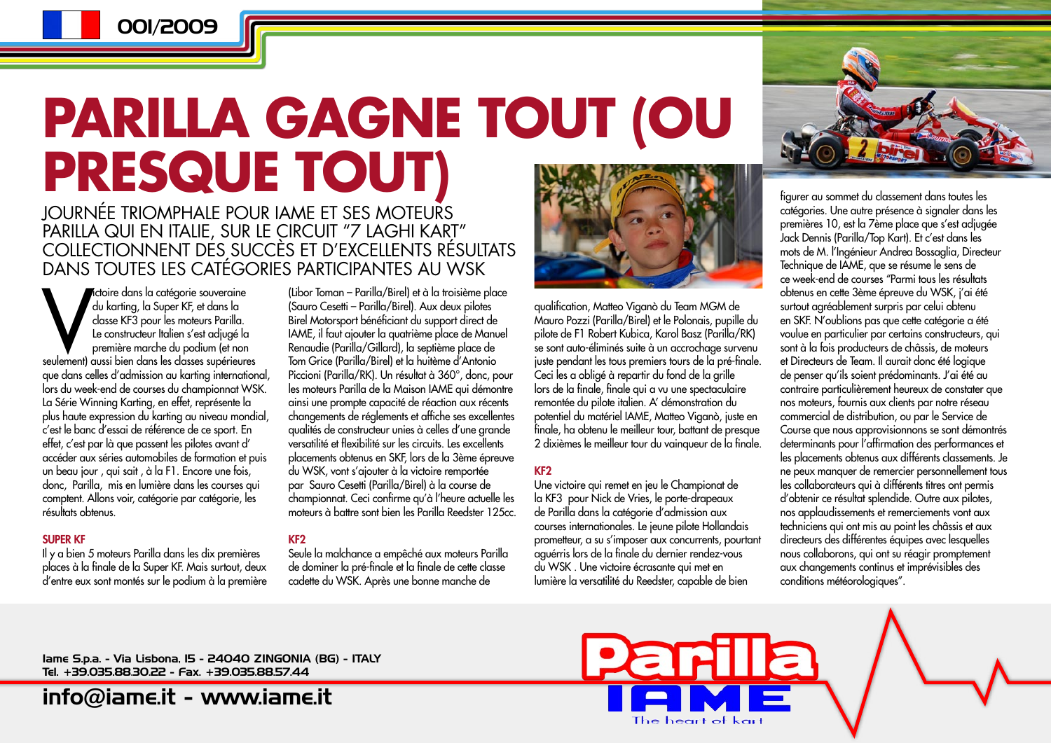# PARILLA GAGNE TOUT (OU PRESQUE TOUT)

## JOURNÉE TRIOMPHALE POUR IAME ET SES MOTEURS PARILLA QUI EN ITALIE, SUR LE CIRCUIT "7 LAGHI KART" COLLECTIONNENT DES SUCCÈS ET D'EXCELLENTS RÉSULTATS DANS TOUTES LES CATÉGORIES PARTICIPANTES AU WSK

Victoire dans la catégorie souveraine du karting, la Super KF, et dans la classe KF3 pour les moteurs Parilla. Le constructeur Italien s'est adjugé la première marche du podium (et non seulement) aussi bien dans les classes supérieures que dans celles d'admission au karting international, lors du week-end de courses du championnat WSK. La Série Winning Karting, en effet, représente la plus haute expression du karting au niveau mondial, c'est le banc d'essai de référence de ce sport. En effet, c'est par là que passent les pilotes avant d' accéder aux séries automobiles de formation et puis un beau jour , qui sait , à la F1. Encore une fois, donc, Parilla, mis en lumière dans les courses qui comptent. Allons voir, catégorie par catégorie, les résultats obtenus.

### SUPER KF

Il y a bien 5 moteurs Parilla dans les dix premières places à la finale de la Super KF. Mais surtout, deux d'entre eux sont montés sur le podium à la première (Libor Toman – Parilla/Birel) et à la troisième place (Sauro Cesetti – Parilla/Birel). Aux deux pilotes Birel Motorsport bénéficiant du support direct de IAME, il faut ajouter la quatrième place de Manuel Renaudie (Parilla/Gillard), la septième place de Tom Grice (Parilla/Birel) et la huitième d'Antonio Piccioni (Parilla/RK). Un résultat à 360°, donc, pour les moteurs Parilla de la Maison IAME qui démontre ainsi une prompte capacité de réaction aux récents changements de réglements et affiche ses excellentes qualités de constructeur unies à celles d'une grande versatilité et flexibilité sur les circuits. Les excellents placements obtenus en SKF, lors de la 3ème épreuve du WSK, vont s'ajouter à la victoire remportée par Sauro Cesetti (Parilla/Birel) à la course de championnat. Ceci confirme qu'à l'heure actuelle les moteurs à battre sont bien les Parilla Reedster 125cc.

### KF2

Seule la malchance a empêché aux moteurs Parilla de dominer la pré-finale et la finale de cette classe cadette du WSK. Après une bonne manche de qualification, Matteo Viganò du Team MGM de Mauro Pozzi (Parilla/Birel) et le Polonais, pupille du pilote de F1 Robert Kubica, Karol Basz (Parilla/RK) se sont auto-éliminés suite à un accrochage survenu juste pendant les tous premiers tours de la pré-finale. Ceci les a obligé à repartir du fond de la grille lors de la finale, finale qui a vu une spectaculaire remontée du pilote italien. A' démonstration du potentiel du matériel IAME, Matteo Viganò, juste en finale, ha obtenu le meilleur tour, battant de presque 2 dixièmes le meilleur tour du vainqueur de la finale.

### KF2

Une victoire qui remet en jeu le Championat de la KF3 pour Nick de Vries, le porte-drapeaux de Parilla dans la catégorie d'admission aux courses internationales. Le jeune pilote Hollandais prometteur, a su s'imposer aux concurrents, pourtant aguérris lors de la finale du dernier rendez-vous du WSK . Une victoire écrasante qui met en lumière la versatilité du Reedster, capable de bien figurer au sommet du classement dans toutes les catégories. Une autre présence à signaler dans les premières 10, est la 7ème place que s'est adjugée Jack Dennis (Parilla/Top Kart). Et c'est dans les mots de M. l'Ingénieur Andrea Bossaglia, Directeur Technique de IAME, que se résume le sens de ce week-end de courses "Parmi tous les résultats obtenus en cette 3ème épreuve du WSK, j'ai été surtout agréablement surpris par celui obtenu en SKF. N'oublions pas que cette catégorie a été voulue en particulier par certains constructeurs, qui sont à la fois producteurs de châssis, de moteurs et Directeurs de Team. Il aurait donc été logique de penser qu'ils soient prédominants. J'ai été au contraire particulièrement heureux de constater que nos moteurs, fournis aux clients par notre réseau commercial de distribution, ou par le Service de Course que nous approvisionnons se sont démontrés determinants pour l'affirmation des performances et les placements obtenus aux différents classements. Je ne peux manquer de remercier personnellement tous les collaborateurs qui à différents titres ont permis d'obtenir ce résultat splendide. Outre aux pilotes, nos applaudissements et remerciements vont aux techniciens qui ont mis au point les châssis et aux directeurs des différentes équipes avec lesquelles nous collaborons, qui ont su réagir promptement aux changements continus et imprévisibles des conditions météorologiques".

Iame S.p.a. - Via Lisbona, 15 - 24040 ZINGONIA (BG) - ITALY
Tel. +39.035.88.30.22 - Fax. +39.035.88.57.44

info@iame.it - www.iame.it

Parilla IAME The heart of kart